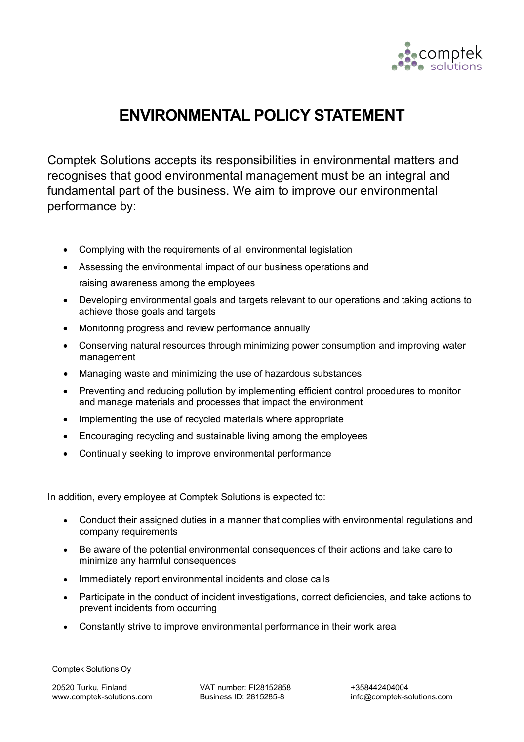# ENVIRONMENTAL POLICY STATEMENT

Comptek Solutions accepts its responsibilities in environmental matters and recognises that good environmental management must be an integral and fundamental part of the business. We aim to improve our environmental performance by:

- Complying with the requirements of all environmental legislation
- Assessing the environmental impact of our business operations and raising awareness among the employees
- Developing environmental goals and targets relevant to our operations and taking actions to achieve those goals and targets
- Monitoring progress and review performance annually
- Conserving natural resources through minimizing power consumption and improving water management
- Managing waste and minimizing the use of hazardous substances
- Preventing and reducing pollution by implementing efficient control procedures to monitor and manage materials and processes that impact the environment
- Implementing the use of recycled materials where appropriate
- Encouraging recycling and sustainable living among the employees
- Continually seeking to improve environmental performance

In addition, every employee at Comptek Solutions is expected to:

- Conduct their assigned duties in a manner that complies with environmental regulations and company requirements
- Be aware of the potential environmental consequences of their actions and take care to minimize any harmful consequences
- Immediately report environmental incidents and close calls
- Participate in the conduct of incident investigations, correct deficiencies, and take actions to prevent incidents from occurring
- Constantly strive to improve environmental performance in their work area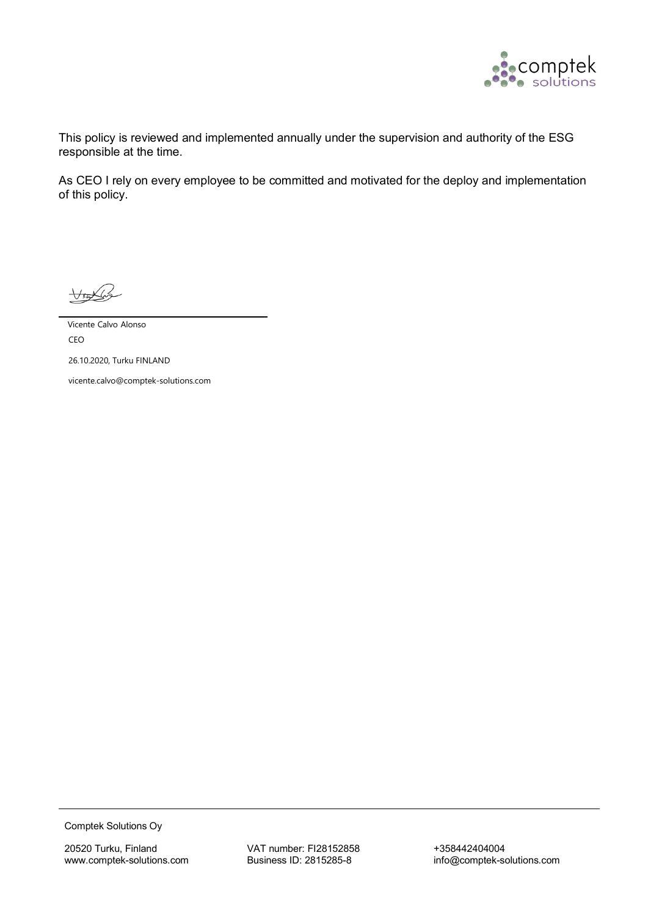This policy is reviewed and implemented annually under the supervision and authority of the ESG responsible at the time.

As CEO I rely on every employee to be committed and motivated for the deploy and implementation of this policy.

Vicente Calvo Alonso

CEO

26.10.2020, Turku FINLAND

vicente.calvo@comptek-solutions.com